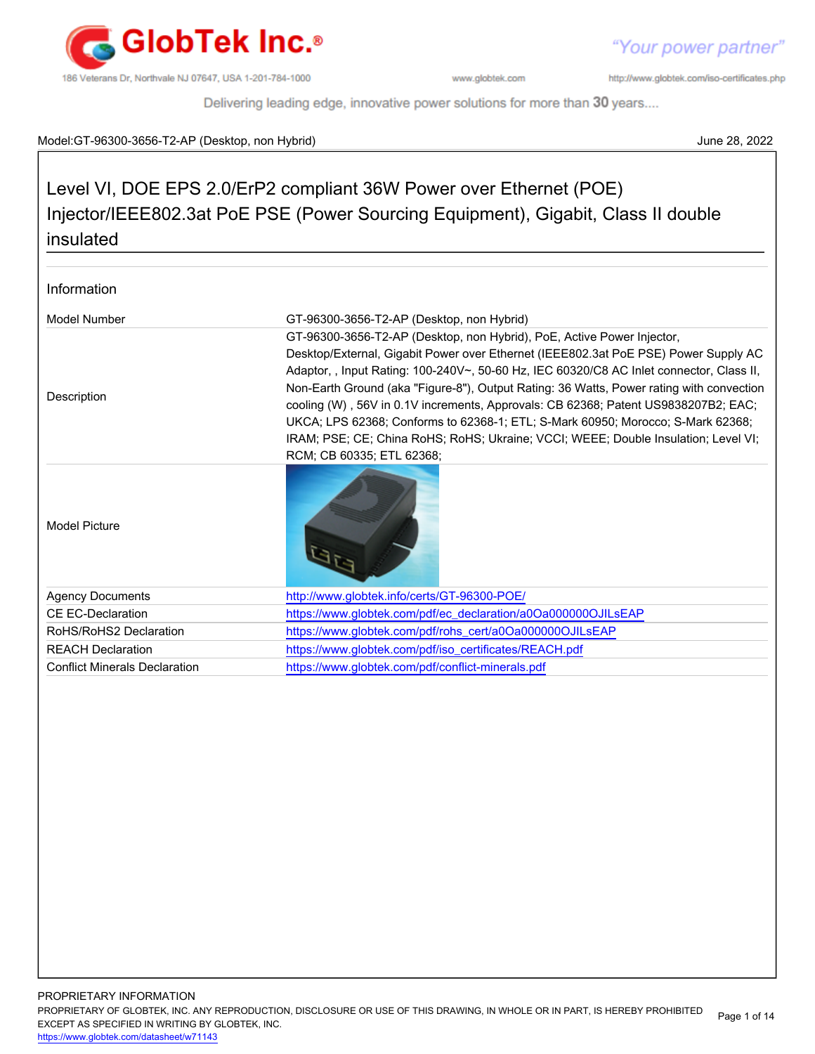Model:GT-96300-3656-T2-AP (Desktop, non Hybrid) June 28, 2022

# Level VI, DOE EPS 2.0/ErP2 compliant 36W Power over Ethernet (POE) Injector/IEEE802.3at PoE PSE (Power Sourcing Equipment), Gigabit, Class II double insulated

## Information

| | |
|---|---|
| Model Number | GT-96300-3656-T2-AP (Desktop, non Hybrid) |
| Description | GT-96300-3656-T2-AP (Desktop, non Hybrid), PoE, Active Power Injector, Desktop/External, Gigabit Power over Ethernet (IEEE802.3at PoE PSE) Power Supply AC Adaptor, , Input Rating: 100-240V~, 50-60 Hz, IEC 60320/C8 AC Inlet connector, Class II, Non-Earth Ground (aka "Figure-8"), Output Rating: 36 Watts, Power rating with convection cooling (W) , 56V in 0.1V increments, Approvals: CB 62368; Patent US9838207B2; EAC; UKCA; LPS 62368; Conforms to 62368-1; ETL; S-Mark 60950; Morocco; S-Mark 62368; IRAM; PSE; CE; China RoHS; RoHS; Ukraine; VCCI; WEEE; Double Insulation; Level VI; RCM; CB 60335; ETL 62368; |
| Model Picture | |
| Agency Documents | http://www.globtek.info/certs/GT-96300-POE/ |
| CE EC-Declaration | https://www.globtek.com/pdf/ec_declaration/a0Oa000000OJILsEAP |
| RoHS/RoHS2 Declaration | https://www.globtek.com/pdf/rohs_cert/a0Oa000000OJILsEAP |
| REACH Declaration | https://www.globtek.com/pdf/iso_certificates/REACH.pdf |
| Conflict Minerals Declaration | https://www.globtek.com/pdf/conflict-minerals.pdf |

PROPRIETARY INFORMATION
PROPRIETARY OF GLOBTEK, INC. ANY REPRODUCTION, DISCLOSURE OR USE OF THIS DRAWING, IN WHOLE OR IN PART, IS HEREBY PROHIBITED EXCEPT AS SPECIFIED IN WRITING BY GLOBTEK, INC.
https://www.globtek.com/datasheet/w71143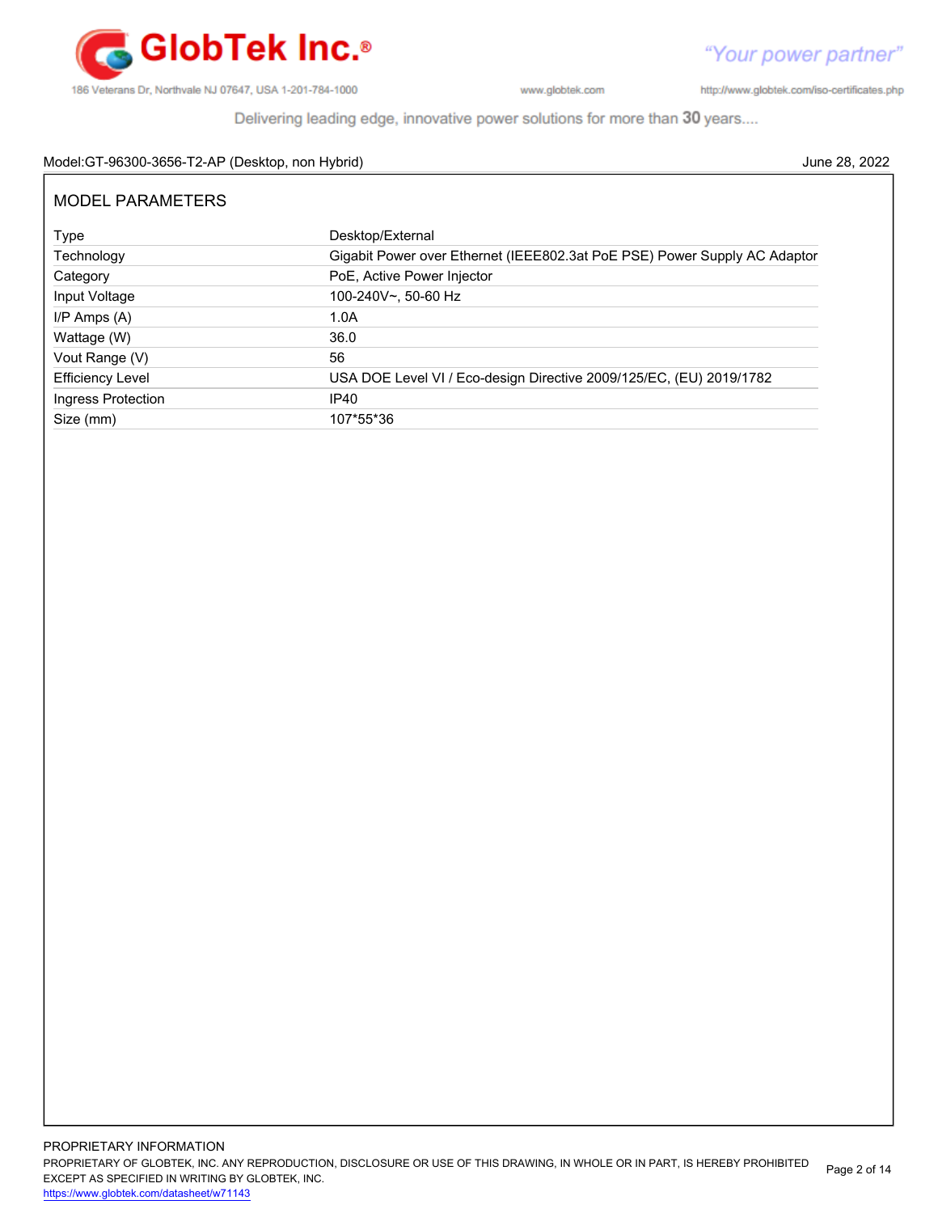Model:GT-96300-3656-T2-AP (Desktop, non Hybrid) June 28, 2022

## MODEL PARAMETERS

| | |
|---|---|
| Type | Desktop/External |
| Technology | Gigabit Power over Ethernet (IEEE802.3at PoE PSE) Power Supply AC Adaptor |
| Category | PoE, Active Power Injector |
| Input Voltage | 100-240V~, 50-60 Hz |
| I/P Amps (A) | 1.0A |
| Wattage (W) | 36.0 |
| Vout Range (V) | 56 |
| Efficiency Level | USA DOE Level VI / Eco-design Directive 2009/125/EC, (EU) 2019/1782 |
| Ingress Protection | IP40 |
| Size (mm) | 107*55*36 |

PROPRIETARY INFORMATION
PROPRIETARY OF GLOBTEK, INC. ANY REPRODUCTION, DISCLOSURE OR USE OF THIS DRAWING, IN WHOLE OR IN PART, IS HEREBY PROHIBITED EXCEPT AS SPECIFIED IN WRITING BY GLOBTEK, INC.
https://www.globtek.com/datasheet/w71143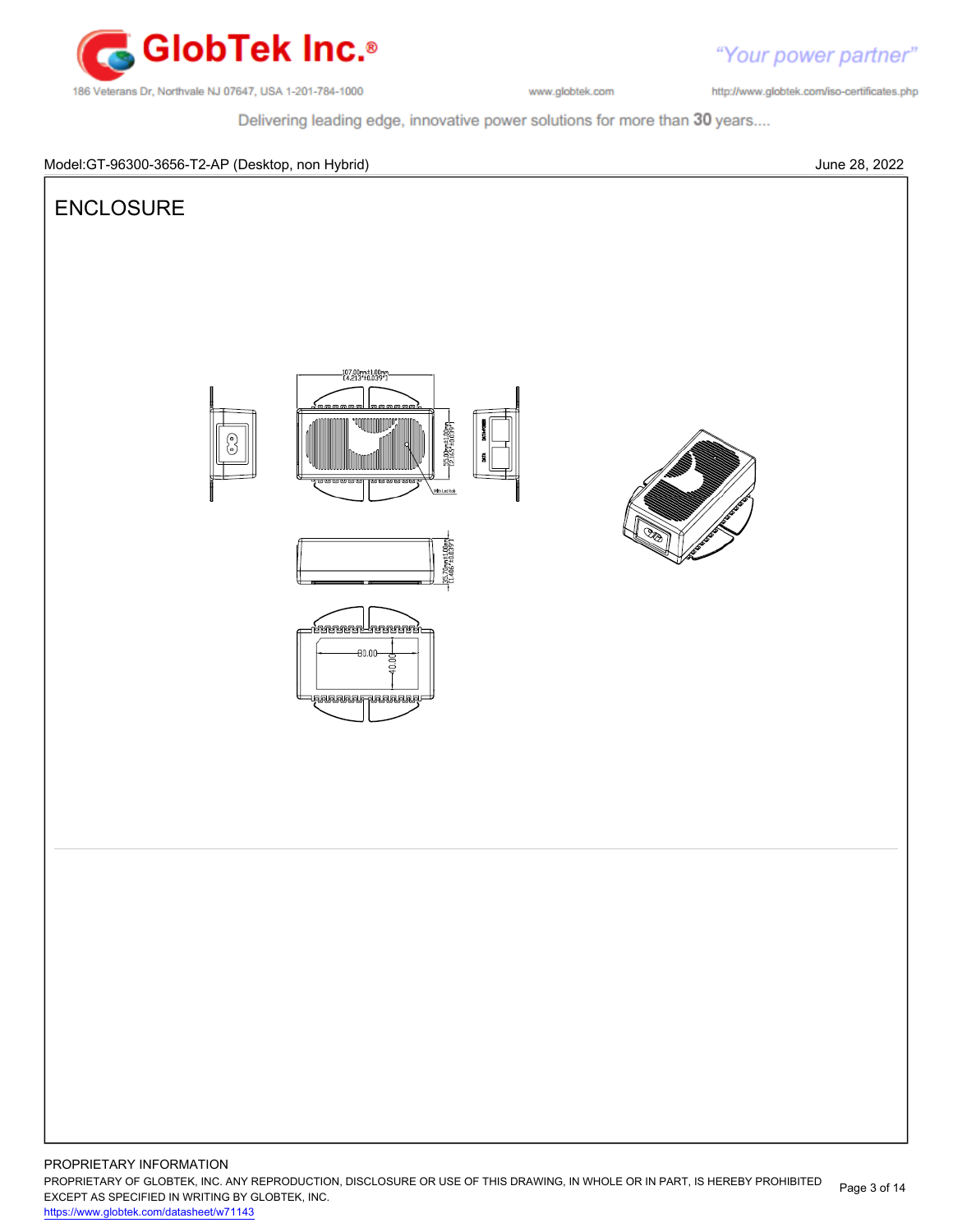Model:GT-96300-3656-T2-AP (Desktop, non Hybrid)

June 28, 2022

## ENCLOSURE

107.00mm±1.00mm [4.213"±0.039"]

55.00mm±1.00mm [2.165"±0.039"]

35.70mm±1.00mm [1.406"±0.039"]

80.00

40.00

PROPRIETARY INFORMATION

PROPRIETARY OF GLOBTEK, INC. ANY REPRODUCTION, DISCLOSURE OR USE OF THIS DRAWING, IN WHOLE OR IN PART, IS HEREBY PROHIBITED EXCEPT AS SPECIFIED IN WRITING BY GLOBTEK, INC.

https://www.globtek.com/datasheet/w71143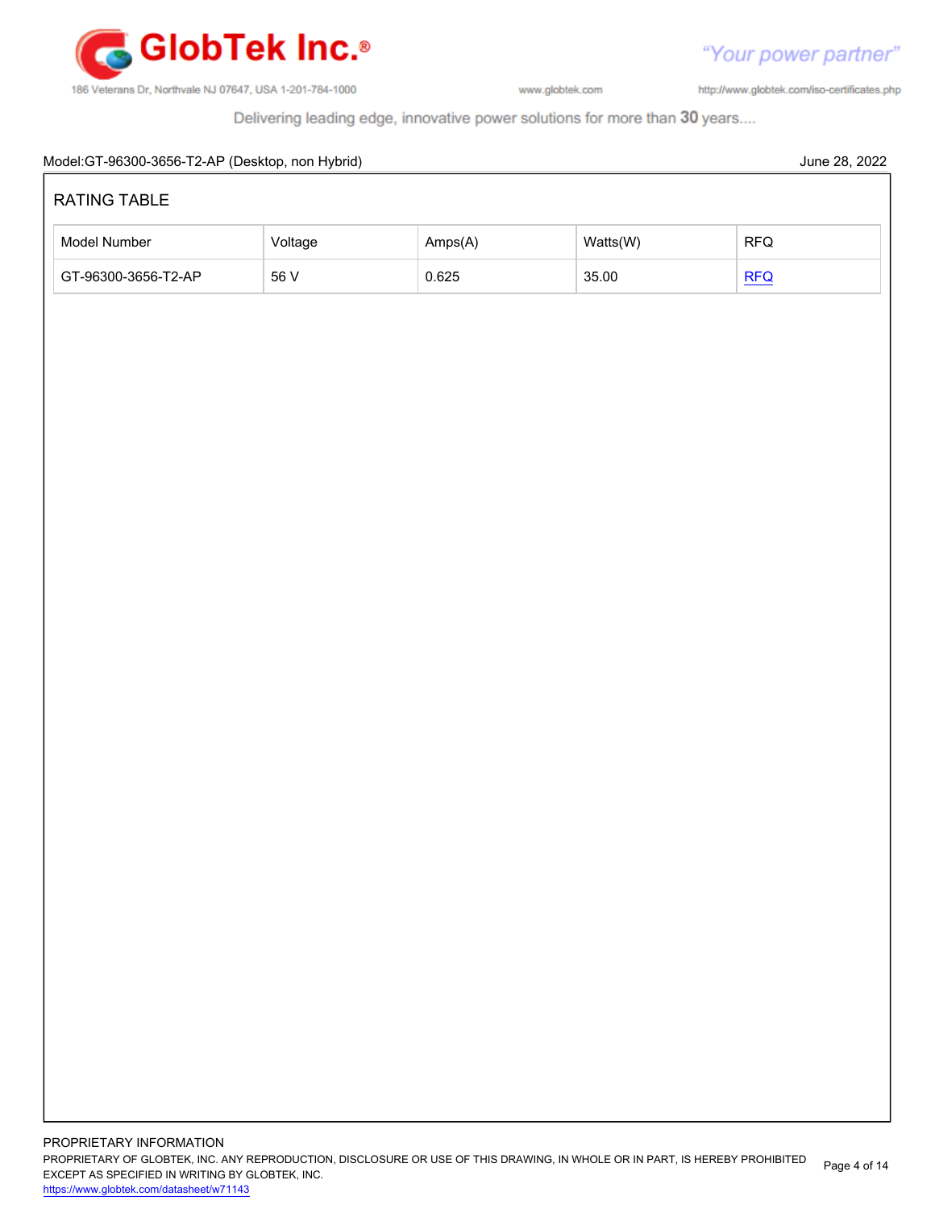Model:GT-96300-3656-T2-AP (Desktop, non Hybrid) June 28, 2022

## RATING TABLE

| Model Number | Voltage | Amps(A) | Watts(W) | RFQ |
|---|---|---|---|---|
| GT-96300-3656-T2-AP | 56 V | 0.625 | 35.00 | RFQ |

PROPRIETARY INFORMATION
PROPRIETARY OF GLOBTEK, INC. ANY REPRODUCTION, DISCLOSURE OR USE OF THIS DRAWING, IN WHOLE OR IN PART, IS HEREBY PROHIBITED EXCEPT AS SPECIFIED IN WRITING BY GLOBTEK, INC.
https://www.globtek.com/datasheet/w71143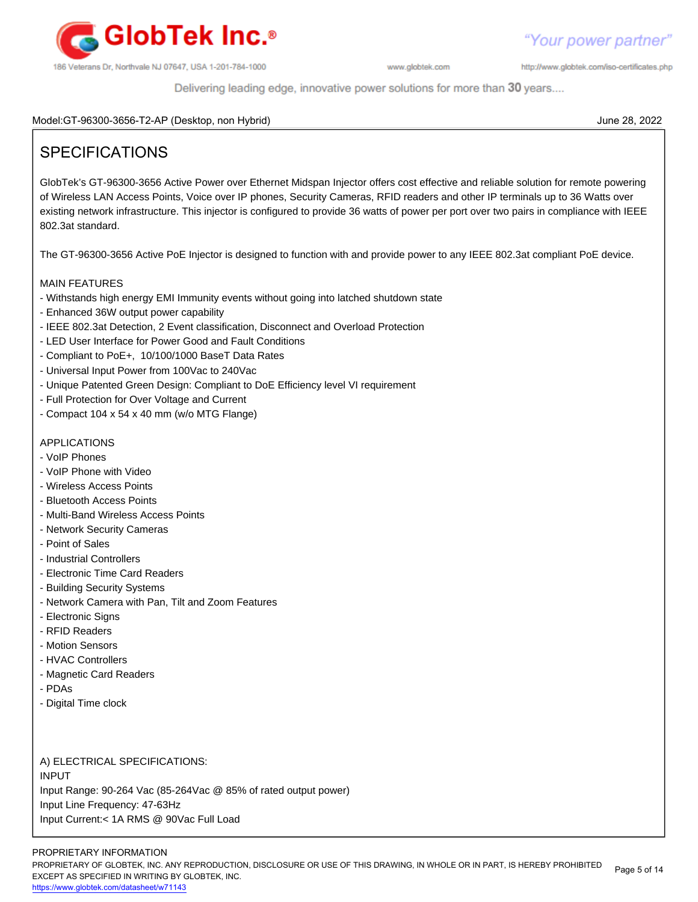Model:GT-96300-3656-T2-AP (Desktop, non Hybrid)

June 28, 2022

# SPECIFICATIONS

GlobTek's GT-96300-3656 Active Power over Ethernet Midspan Injector offers cost effective and reliable solution for remote powering of Wireless LAN Access Points, Voice over IP phones, Security Cameras, RFID readers and other IP terminals up to 36 Watts over existing network infrastructure. This injector is configured to provide 36 watts of power per port over two pairs in compliance with IEEE 802.3at standard.

The GT-96300-3656 Active PoE Injector is designed to function with and provide power to any IEEE 802.3at compliant PoE device.

MAIN FEATURES

- Withstands high energy EMI Immunity events without going into latched shutdown state
- Enhanced 36W output power capability
- IEEE 802.3at Detection, 2 Event classification, Disconnect and Overload Protection
- LED User Interface for Power Good and Fault Conditions
- Compliant to PoE+, 10/100/1000 BaseT Data Rates
- Universal Input Power from 100Vac to 240Vac
- Unique Patented Green Design: Compliant to DoE Efficiency level VI requirement
- Full Protection for Over Voltage and Current
- Compact 104 x 54 x 40 mm (w/o MTG Flange)

APPLICATIONS

- VoIP Phones
- VoIP Phone with Video
- Wireless Access Points
- Bluetooth Access Points
- Multi-Band Wireless Access Points
- Network Security Cameras
- Point of Sales
- Industrial Controllers
- Electronic Time Card Readers
- Building Security Systems
- Network Camera with Pan, Tilt and Zoom Features
- Electronic Signs
- RFID Readers
- Motion Sensors
- HVAC Controllers
- Magnetic Card Readers
- PDAs
- Digital Time clock

A) ELECTRICAL SPECIFICATIONS:

INPUT

Input Range: 90-264 Vac (85-264Vac @ 85% of rated output power)

Input Line Frequency: 47-63Hz

Input Current:< 1A RMS @ 90Vac Full Load

PROPRIETARY INFORMATION

PROPRIETARY OF GLOBTEK, INC. ANY REPRODUCTION, DISCLOSURE OR USE OF THIS DRAWING, IN WHOLE OR IN PART, IS HEREBY PROHIBITED EXCEPT AS SPECIFIED IN WRITING BY GLOBTEK, INC.

https://www.globtek.com/datasheet/w71143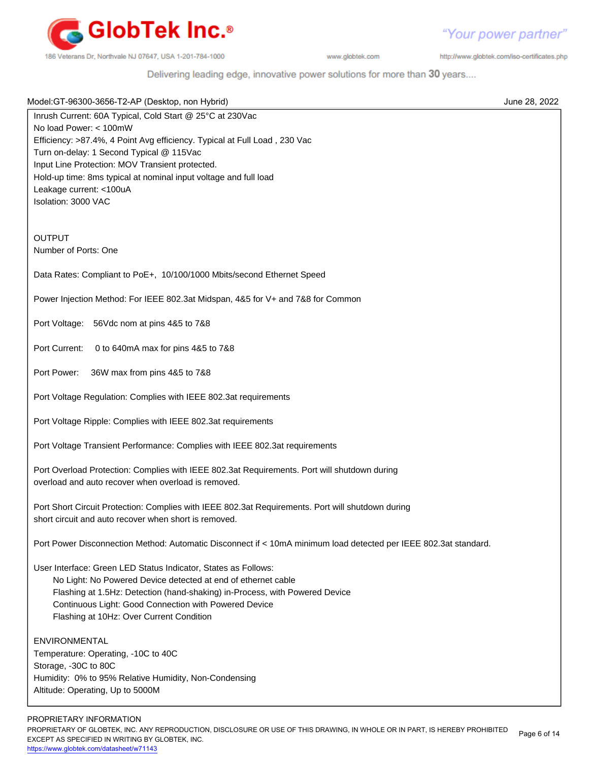Model:GT-96300-3656-T2-AP (Desktop, non Hybrid) June 28, 2022

Inrush Current: 60A Typical, Cold Start @ 25°C at 230Vac
No load Power: < 100mW
Efficiency: >87.4%, 4 Point Avg efficiency. Typical at Full Load , 230 Vac
Turn on-delay: 1 Second Typical @ 115Vac
Input Line Protection: MOV Transient protected.
Hold-up time: 8ms typical at nominal input voltage and full load
Leakage current: <100uA
Isolation: 3000 VAC

## OUTPUT

Number of Ports: One

Data Rates: Compliant to PoE+, 10/100/1000 Mbits/second Ethernet Speed

Power Injection Method: For IEEE 802.3at Midspan, 4&5 for V+ and 7&8 for Common

Port Voltage: 56Vdc nom at pins 4&5 to 7&8

Port Current: 0 to 640mA max for pins 4&5 to 7&8

Port Power: 36W max from pins 4&5 to 7&8

Port Voltage Regulation: Complies with IEEE 802.3at requirements

Port Voltage Ripple: Complies with IEEE 802.3at requirements

Port Voltage Transient Performance: Complies with IEEE 802.3at requirements

Port Overload Protection: Complies with IEEE 802.3at Requirements. Port will shutdown during overload and auto recover when overload is removed.

Port Short Circuit Protection: Complies with IEEE 802.3at Requirements. Port will shutdown during short circuit and auto recover when short is removed.

Port Power Disconnection Method: Automatic Disconnect if < 10mA minimum load detected per IEEE 802.3at standard.

User Interface: Green LED Status Indicator, States as Follows:

- No Light: No Powered Device detected at end of ethernet cable
- Flashing at 1.5Hz: Detection (hand-shaking) in-Process, with Powered Device
- Continuous Light: Good Connection with Powered Device
- Flashing at 10Hz: Over Current Condition

## ENVIRONMENTAL

Temperature: Operating, -10C to 40C
Storage, -30C to 80C
Humidity: 0% to 95% Relative Humidity, Non-Condensing
Altitude: Operating, Up to 5000M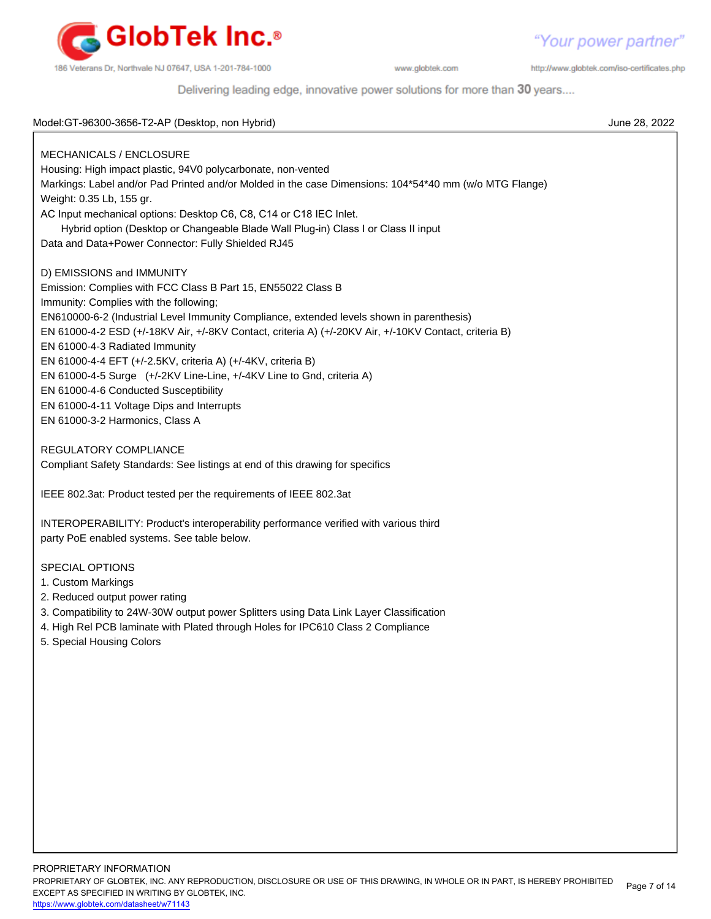Model:GT-96300-3656-T2-AP (Desktop, non Hybrid)

June 28, 2022

MECHANICALS / ENCLOSURE

Housing: High impact plastic, 94V0 polycarbonate, non-vented

Markings: Label and/or Pad Printed and/or Molded in the case Dimensions: 104*54*40 mm (w/o MTG Flange)

Weight: 0.35 Lb, 155 gr.

AC Input mechanical options: Desktop C6, C8, C14 or C18 IEC Inlet.

Hybrid option (Desktop or Changeable Blade Wall Plug-in) Class I or Class II input

Data and Data+Power Connector: Fully Shielded RJ45

D) EMISSIONS and IMMUNITY

Emission: Complies with FCC Class B Part 15, EN55022 Class B

Immunity: Complies with the following;

EN610000-6-2 (Industrial Level Immunity Compliance, extended levels shown in parenthesis)

EN 61000-4-2 ESD (+/-18KV Air, +/-8KV Contact, criteria A) (+/-20KV Air, +/-10KV Contact, criteria B)

EN 61000-4-3 Radiated Immunity

EN 61000-4-4 EFT (+/-2.5KV, criteria A) (+/-4KV, criteria B)

EN 61000-4-5 Surge (+/-2KV Line-Line, +/-4KV Line to Gnd, criteria A)

EN 61000-4-6 Conducted Susceptibility

EN 61000-4-11 Voltage Dips and Interrupts

EN 61000-3-2 Harmonics, Class A

REGULATORY COMPLIANCE

Compliant Safety Standards: See listings at end of this drawing for specifics

IEEE 802.3at: Product tested per the requirements of IEEE 802.3at

INTEROPERABILITY: Product's interoperability performance verified with various third party PoE enabled systems. See table below.

SPECIAL OPTIONS

1. Custom Markings
2. Reduced output power rating
3. Compatibility to 24W-30W output power Splitters using Data Link Layer Classification
4. High Rel PCB laminate with Plated through Holes for IPC610 Class 2 Compliance
5. Special Housing Colors

PROPRIETARY INFORMATION

PROPRIETARY OF GLOBTEK, INC. ANY REPRODUCTION, DISCLOSURE OR USE OF THIS DRAWING, IN WHOLE OR IN PART, IS HEREBY PROHIBITED EXCEPT AS SPECIFIED IN WRITING BY GLOBTEK, INC.

https://www.globtek.com/datasheet/w71143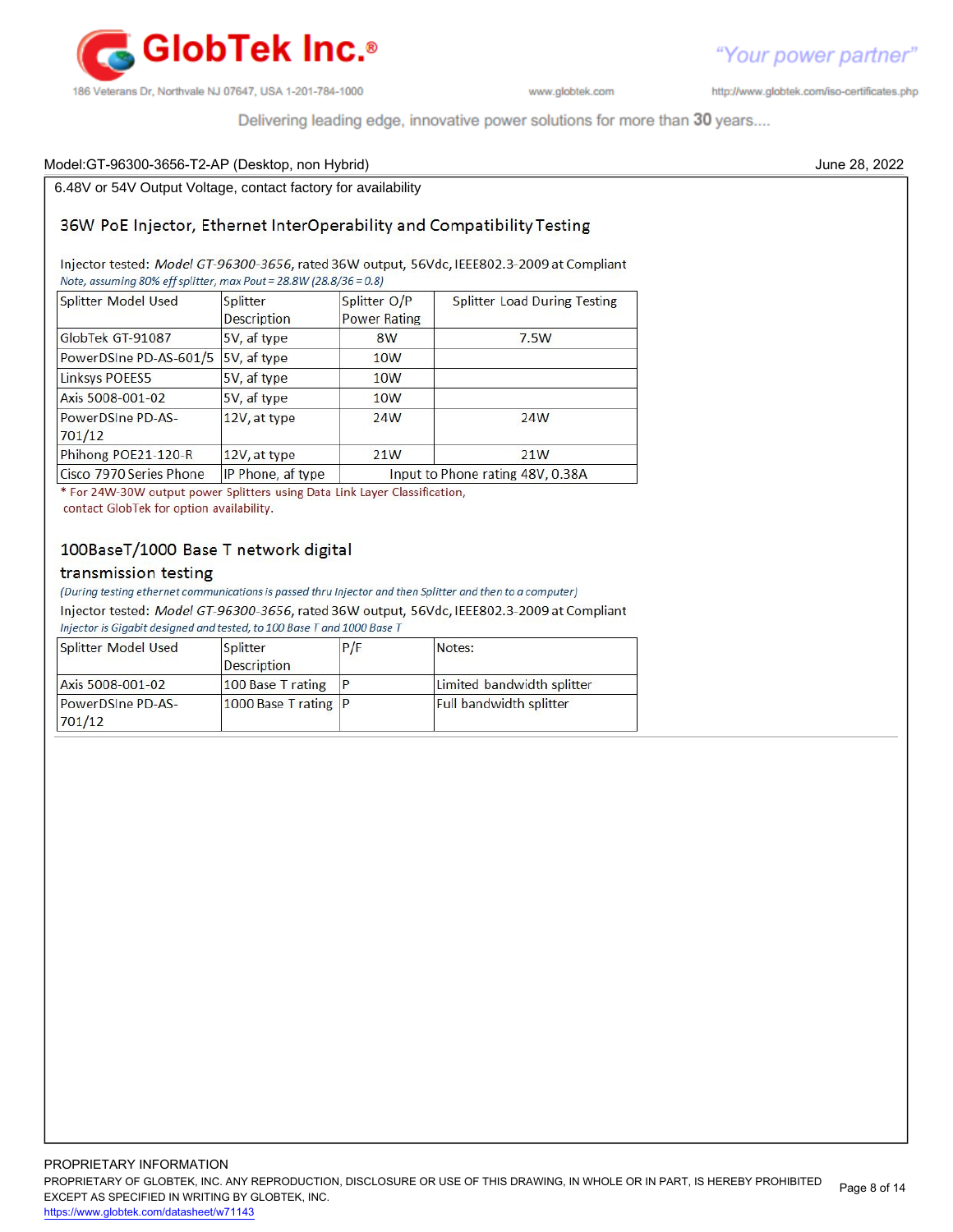Model:GT-96300-3656-T2-AP (Desktop, non Hybrid) June 28, 2022

6.48V or 54V Output Voltage, contact factory for availability

## 36W PoE Injector, Ethernet InterOperability and Compatibility Testing

Injector tested: *Model GT-96300-3656*, rated 36W output, 56Vdc, IEEE802.3-2009 at Compliant

*Note, assuming 80% eff splitter, max Pout = 28.8W (28.8/36 = 0.8)*

| Splitter Model Used | Splitter Description | Splitter O/P Power Rating | Splitter Load During Testing |
|---|---|---|---|
| GlobTek GT-91087 | 5V, af type | 8W | 7.5W |
| PowerDSIne PD-AS-601/5 | 5V, af type | 10W | |
| Linksys POEES5 | 5V, af type | 10W | |
| Axis 5008-001-02 | 5V, af type | 10W | |
| PowerDSIne PD-AS-701/12 | 12V, at type | 24W | 24W |
| Phihong POE21-120-R | 12V, at type | 21W | 21W |
| Cisco 7970 Series Phone | IP Phone, af type | Input to Phone rating 48V, 0.38A | |

\* For 24W-30W output power Splitters using Data Link Layer Classification, contact GlobTek for option availability.

## 100BaseT/1000 Base T network digital transmission testing

*(During testing ethernet communications is passed thru Injector and then Splitter and then to a computer)*

Injector tested: *Model GT-96300-3656*, rated 36W output, 56Vdc, IEEE802.3-2009 at Compliant

*Injector is Gigabit designed and tested, to 100 Base T and 1000 Base T*

| Splitter Model Used | Splitter Description | P/F | Notes: |
|---|---|---|---|
| Axis 5008-001-02 | 100 Base T rating | P | Limited bandwidth splitter |
| PowerDSIne PD-AS-701/12 | 1000 Base T rating | P | Full bandwidth splitter |

PROPRIETARY INFORMATION

PROPRIETARY OF GLOBTEK, INC. ANY REPRODUCTION, DISCLOSURE OR USE OF THIS DRAWING, IN WHOLE OR IN PART, IS HEREBY PROHIBITED EXCEPT AS SPECIFIED IN WRITING BY GLOBTEK, INC.

https://www.globtek.com/datasheet/w71143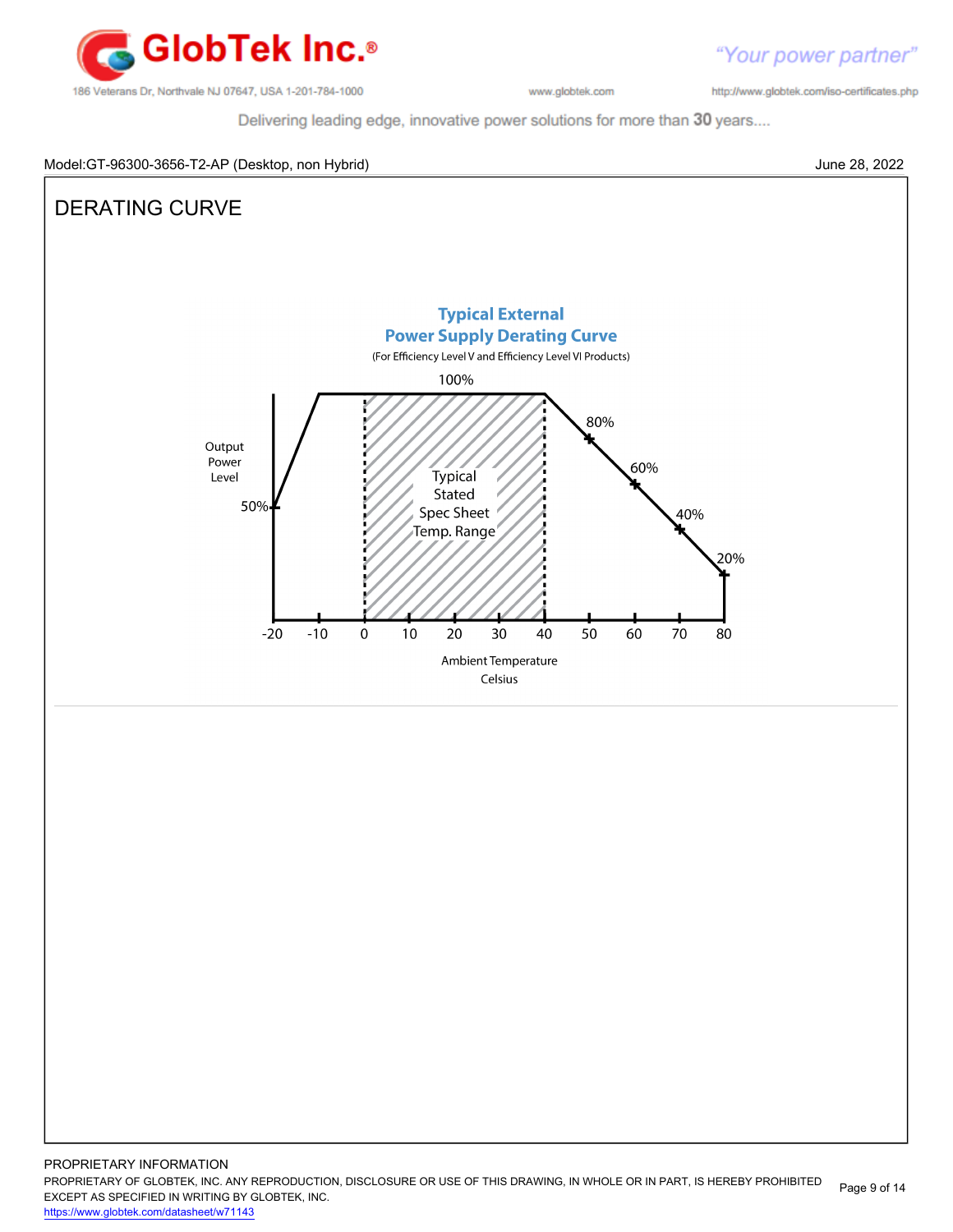Model:GT-96300-3656-T2-AP (Desktop, non Hybrid) June 28, 2022

# DERATING CURVE

**Typical External Power Supply Derating Curve**

(For Efficiency Level V and Efficiency Level VI Products)

100%

80%

60%

40%

20%

50%

Output Power Level

Typical Stated Spec Sheet Temp. Range

-20 -10 0 10 20 30 40 50 60 70 80

Ambient Temperature Celsius

PROPRIETARY INFORMATION

PROPRIETARY OF GLOBTEK, INC. ANY REPRODUCTION, DISCLOSURE OR USE OF THIS DRAWING, IN WHOLE OR IN PART, IS HEREBY PROHIBITED EXCEPT AS SPECIFIED IN WRITING BY GLOBTEK, INC.

https://www.globtek.com/datasheet/w71143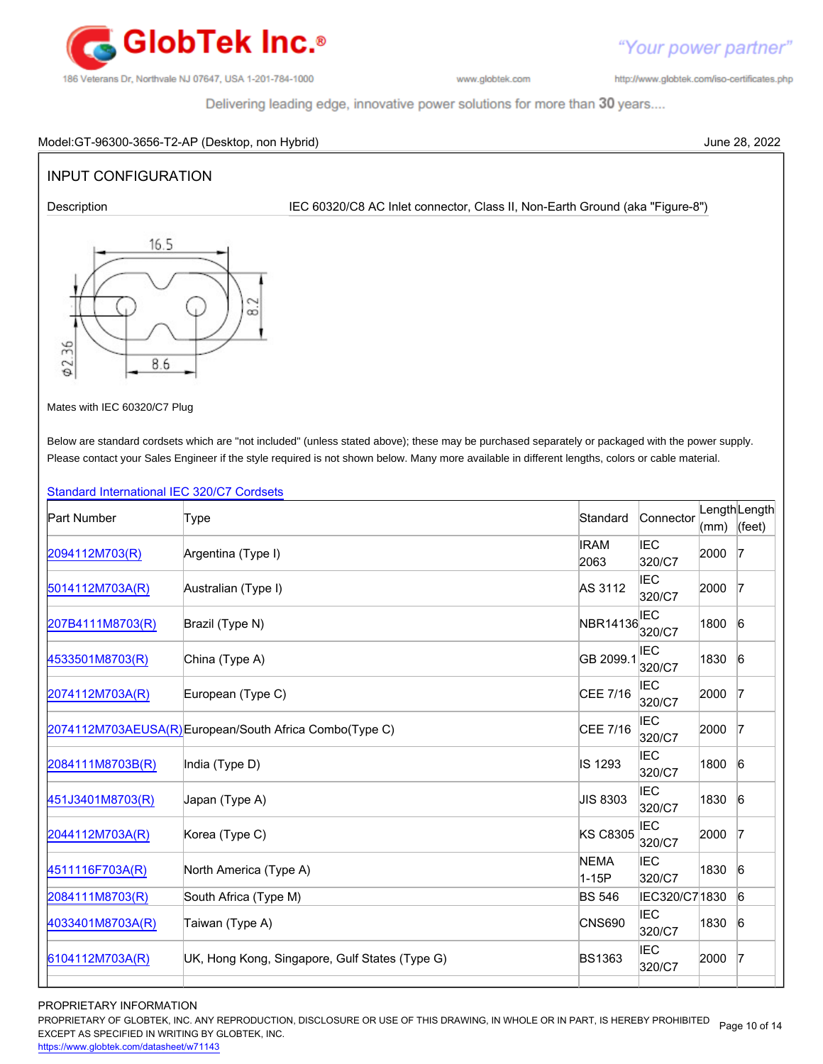Model:GT-96300-3656-T2-AP (Desktop, non Hybrid) June 28, 2022

## INPUT CONFIGURATION

Description IEC 60320/C8 AC Inlet connector, Class II, Non-Earth Ground (aka "Figure-8")

16.5

8.2

φ2.36

8.6

Mates with IEC 60320/C7 Plug

Below are standard cordsets which are "not included" (unless stated above); these may be purchased separately or packaged with the power supply. Please contact your Sales Engineer if the style required is not shown below. Many more available in different lengths, colors or cable material.

Standard International IEC 320/C7 Cordsets

| Part Number | Type | Standard | Connector | Length (mm) | Length (feet) |
|---|---|---|---|---|---|
| 2094112M703(R) | Argentina (Type I) | IRAM 2063 | IEC 320/C7 | 2000 | 7 |
| 5014112M703A(R) | Australian (Type I) | AS 3112 | IEC 320/C7 | 2000 | 7 |
| 207B4111M8703(R) | Brazil (Type N) | NBR14136 | IEC 320/C7 | 1800 | 6 |
| 4533501M8703(R) | China (Type A) | GB 2099.1 | IEC 320/C7 | 1830 | 6 |
| 2074112M703A(R) | European (Type C) | CEE 7/16 | IEC 320/C7 | 2000 | 7 |
| 2074112M703AEUSA(R) | European/South Africa Combo(Type C) | CEE 7/16 | IEC 320/C7 | 2000 | 7 |
| 2084111M8703B(R) | India (Type D) | IS 1293 | IEC 320/C7 | 1800 | 6 |
| 451J3401M8703(R) | Japan (Type A) | JIS 8303 | IEC 320/C7 | 1830 | 6 |
| 2044112M703A(R) | Korea (Type C) | KS C8305 | IEC 320/C7 | 2000 | 7 |
| 4511116F703A(R) | North America (Type A) | NEMA 1-15P | IEC 320/C7 | 1830 | 6 |
| 2084111M8703(R) | South Africa (Type M) | BS 546 | IEC320/C7 | 1830 | 6 |
| 4033401M8703A(R) | Taiwan (Type A) | CNS690 | IEC 320/C7 | 1830 | 6 |
| 6104112M703A(R) | UK, Hong Kong, Singapore, Gulf States (Type G) | BS1363 | IEC 320/C7 | 2000 | 7 |

PROPRIETARY INFORMATION
PROPRIETARY OF GLOBTEK, INC. ANY REPRODUCTION, DISCLOSURE OR USE OF THIS DRAWING, IN WHOLE OR IN PART, IS HEREBY PROHIBITED EXCEPT AS SPECIFIED IN WRITING BY GLOBTEK, INC.
https://www.globtek.com/datasheet/w71143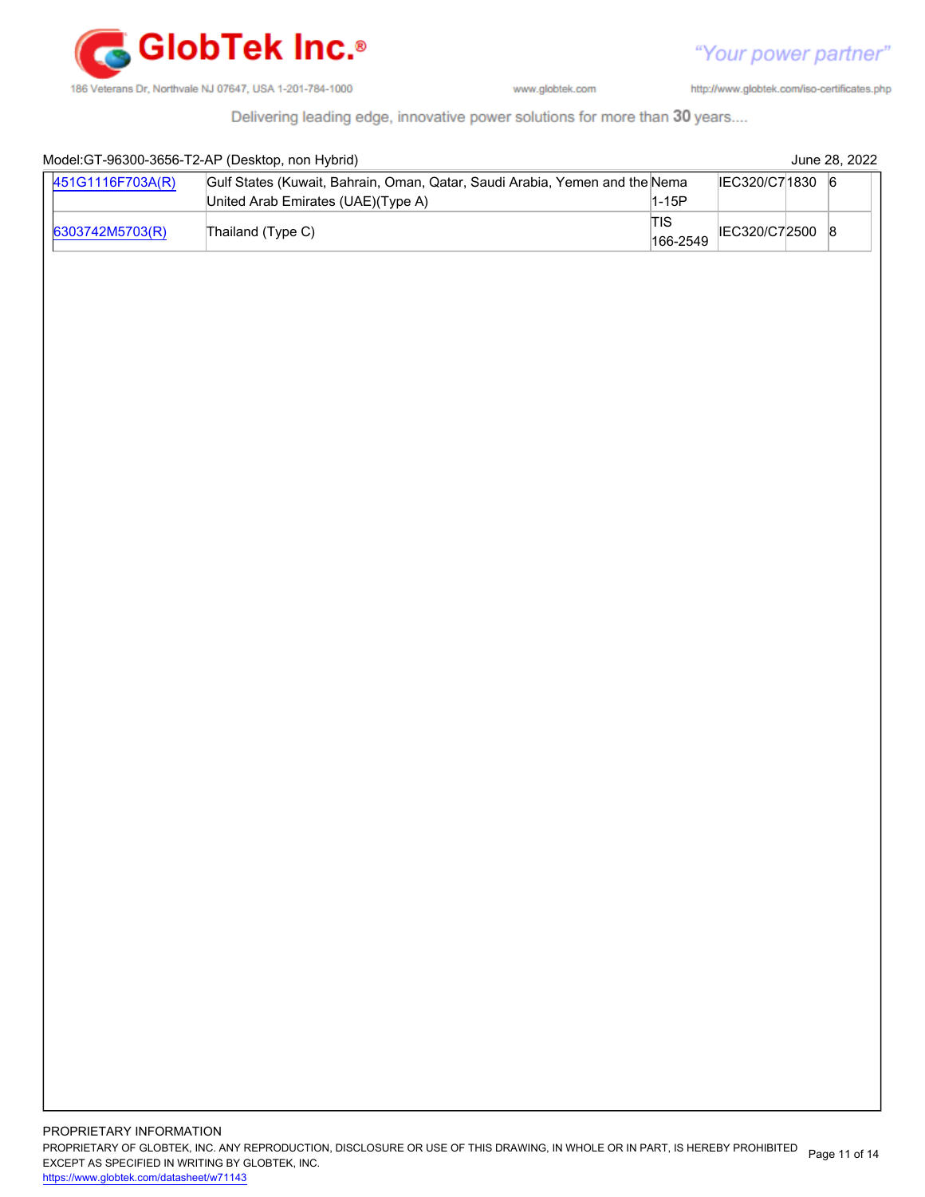Model:GT-96300-3656-T2-AP (Desktop, non Hybrid) June 28, 2022

| | | | | | |
|---|---|---|---|---|---|
| 451G1116F703A(R) | Gulf States (Kuwait, Bahrain, Oman, Qatar, Saudi Arabia, Yemen and the United Arab Emirates (UAE)(Type A) | Nema 1-15P | IEC320/C7 | 1830 | 6 |
| 6303742M5703(R) | Thailand (Type C) | TIS 166-2549 | IEC320/C7 | 2500 | 8 |

PROPRIETARY INFORMATION

PROPRIETARY OF GLOBTEK, INC. ANY REPRODUCTION, DISCLOSURE OR USE OF THIS DRAWING, IN WHOLE OR IN PART, IS HEREBY PROHIBITED EXCEPT AS SPECIFIED IN WRITING BY GLOBTEK, INC.

https://www.globtek.com/datasheet/w71143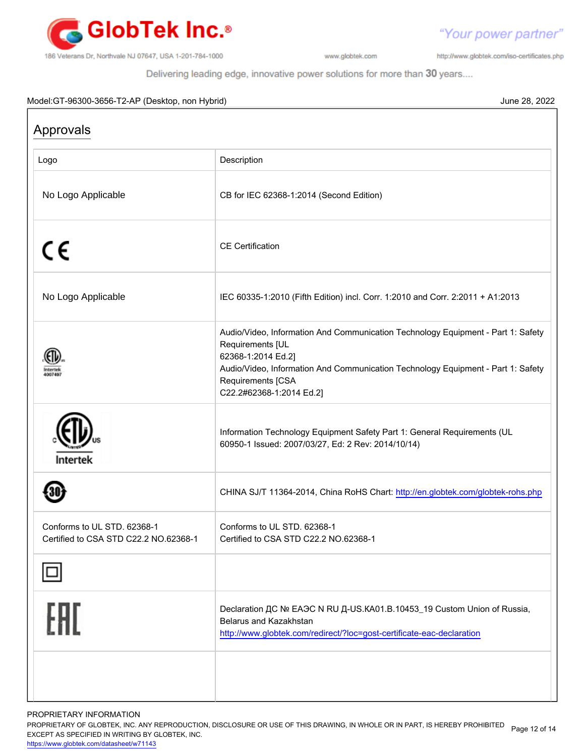Model:GT-96300-3656-T2-AP (Desktop, non Hybrid)

June 28, 2022

## Approvals

| Logo | Description |
| --- | --- |
| No Logo Applicable | CB for IEC 62368-1:2014 (Second Edition) |
| CE | CE Certification |
| No Logo Applicable | IEC 60335-1:2010 (Fifth Edition) incl. Corr. 1:2010 and Corr. 2:2011 + A1:2013 |
| ETL Intertek 4007497 | Audio/Video, Information And Communication Technology Equipment - Part 1: Safety Requirements [UL 62368-1:2014 Ed.2]<br>Audio/Video, Information And Communication Technology Equipment - Part 1: Safety Requirements [CSA C22.2#62368-1:2014 Ed.2] |
| c ETL us LISTED Intertek | Information Technology Equipment Safety Part 1: General Requirements (UL 60950-1 Issued: 2007/03/27, Ed: 2 Rev: 2014/10/14) |
| 30 | CHINA SJ/T 11364-2014, China RoHS Chart: http://en.globtek.com/globtek-rohs.php |
| Conforms to UL STD. 62368-1<br>Certified to CSA STD C22.2 NO.62368-1 | Conforms to UL STD. 62368-1<br>Certified to CSA STD C22.2 NO.62368-1 |
| ▣ | |
| EAC | Declaration ДС № ЕАЭС N RU Д-US.КА01.В.10453_19 Custom Union of Russia, Belarus and Kazakhstan<br>http://www.globtek.com/redirect/?loc=gost-certificate-eac-declaration |
| | |

PROPRIETARY INFORMATION

PROPRIETARY OF GLOBTEK, INC. ANY REPRODUCTION, DISCLOSURE OR USE OF THIS DRAWING, IN WHOLE OR IN PART, IS HEREBY PROHIBITED EXCEPT AS SPECIFIED IN WRITING BY GLOBTEK, INC.

https://www.globtek.com/datasheet/w71143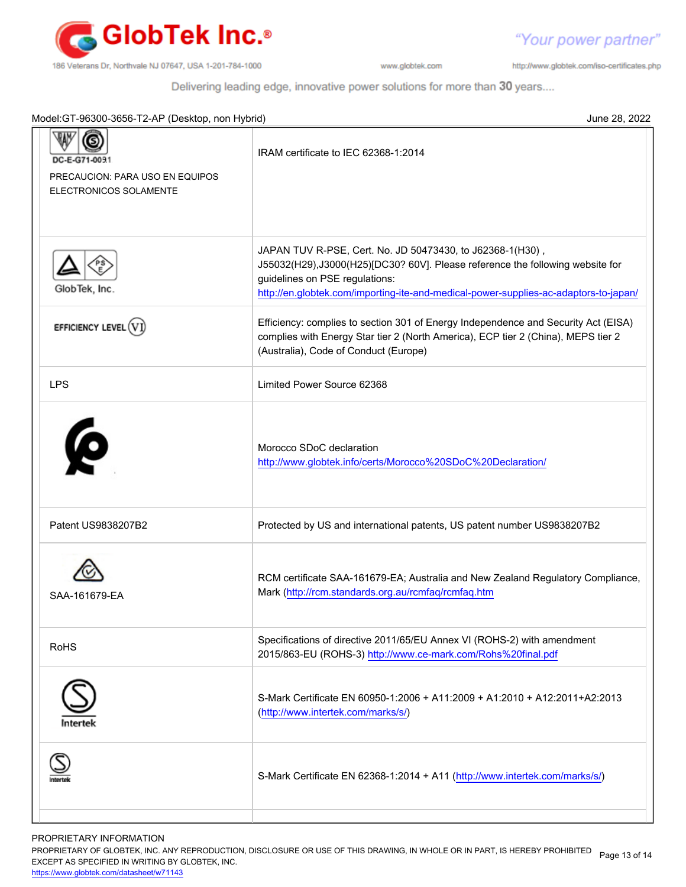Model:GT-96300-3656-T2-AP (Desktop, non Hybrid) June 28, 2022

| | |
|---|---|
| DC-E-G71-009.1<br>PRECAUCION: PARA USO EN EQUIPOS ELECTRONICOS SOLAMENTE | IRAM certificate to IEC 62368-1:2014 |
| GlobTek, Inc. | JAPAN TUV R-PSE, Cert. No. JD 50473430, to J62368-1(H30) , J55032(H29),J3000(H25)[DC30? 60V]. Please reference the following website for guidelines on PSE regulations: http://en.globtek.com/importing-ite-and-medical-power-supplies-ac-adaptors-to-japan/ |
| EFFICIENCY LEVEL VI | Efficiency: complies to section 301 of Energy Independence and Security Act (EISA) complies with Energy Star tier 2 (North America), ECP tier 2 (China), MEPS tier 2 (Australia), Code of Conduct (Europe) |
| LPS | Limited Power Source 62368 |
| | Morocco SDoC declaration http://www.globtek.info/certs/Morocco%20SDoC%20Declaration/ |
| Patent US9838207B2 | Protected by US and international patents, US patent number US9838207B2 |
| SAA-161679-EA | RCM certificate SAA-161679-EA; Australia and New Zealand Regulatory Compliance, Mark (http://rcm.standards.org.au/rcmfaq/rcmfaq.htm |
| RoHS | Specifications of directive 2011/65/EU Annex VI (ROHS-2) with amendment 2015/863-EU (ROHS-3) http://www.ce-mark.com/Rohs%20final.pdf |
| Intertek | S-Mark Certificate EN 60950-1:2006 + A11:2009 + A1:2010 + A12:2011+A2:2013 (http://www.intertek.com/marks/s/) |
| Intertek | S-Mark Certificate EN 62368-1:2014 + A11 (http://www.intertek.com/marks/s/) |

PROPRIETARY INFORMATION
PROPRIETARY OF GLOBTEK, INC. ANY REPRODUCTION, DISCLOSURE OR USE OF THIS DRAWING, IN WHOLE OR IN PART, IS HEREBY PROHIBITED EXCEPT AS SPECIFIED IN WRITING BY GLOBTEK, INC.
https://www.globtek.com/datasheet/w71143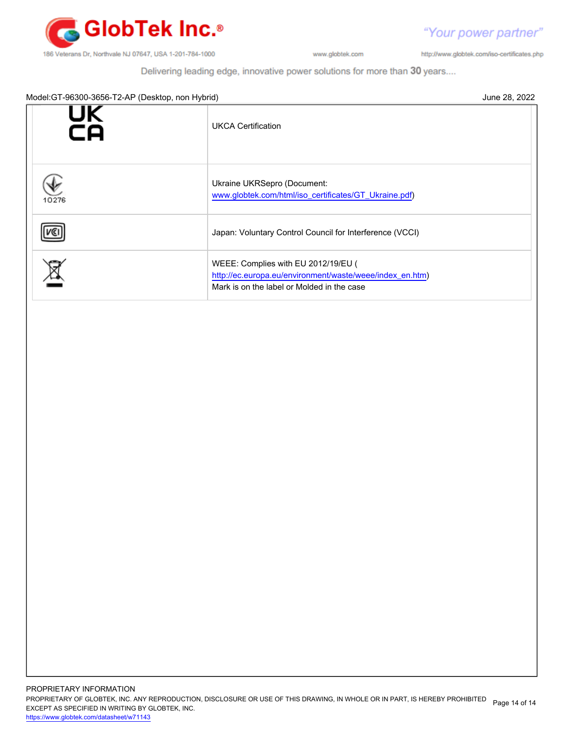Model:GT-96300-3656-T2-AP (Desktop, non Hybrid) June 28, 2022

| | |
|---|---|
| UK CA | UKCA Certification |
| 10276 | Ukraine UKRSepro (Document: www.globtek.com/html/iso_certificates/GT_Ukraine.pdf) |
| VCI | Japan: Voluntary Control Council for Interference (VCCI) |
| | WEEE: Complies with EU 2012/19/EU ( http://ec.europa.eu/environment/waste/weee/index_en.htm) Mark is on the label or Molded in the case |

PROPRIETARY INFORMATION
PROPRIETARY OF GLOBTEK, INC. ANY REPRODUCTION, DISCLOSURE OR USE OF THIS DRAWING, IN WHOLE OR IN PART, IS HEREBY PROHIBITED EXCEPT AS SPECIFIED IN WRITING BY GLOBTEK, INC.
https://www.globtek.com/datasheet/w71143